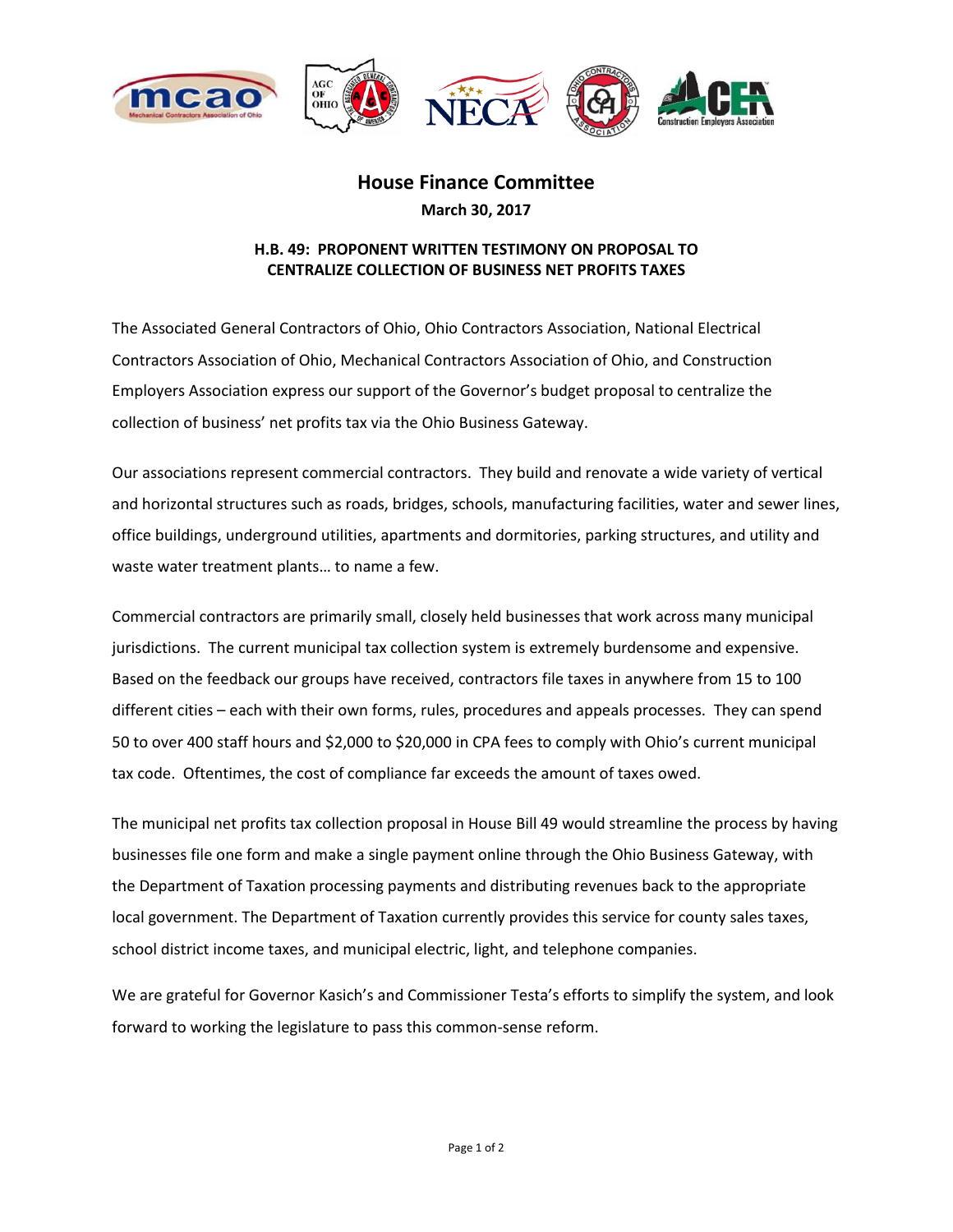# House Finance Committee

**March 30, 2017**

**H.B. 49: PROPONENT WRITTEN TESTIMONY ON PROPOSAL TO CENTRALIZE COLLECTION OF BUSINESS NET PROFITS TAXES**

The Associated General Contractors of Ohio, Ohio Contractors Association, National Electrical Contractors Association of Ohio, Mechanical Contractors Association of Ohio, and Construction Employers Association express our support of the Governor's budget proposal to centralize the collection of business' net profits tax via the Ohio Business Gateway.

Our associations represent commercial contractors. They build and renovate a wide variety of vertical and horizontal structures such as roads, bridges, schools, manufacturing facilities, water and sewer lines, office buildings, underground utilities, apartments and dormitories, parking structures, and utility and waste water treatment plants… to name a few.

Commercial contractors are primarily small, closely held businesses that work across many municipal jurisdictions. The current municipal tax collection system is extremely burdensome and expensive. Based on the feedback our groups have received, contractors file taxes in anywhere from 15 to 100 different cities – each with their own forms, rules, procedures and appeals processes. They can spend 50 to over 400 staff hours and $2,000 to $20,000 in CPA fees to comply with Ohio's current municipal tax code. Oftentimes, the cost of compliance far exceeds the amount of taxes owed.

The municipal net profits tax collection proposal in House Bill 49 would streamline the process by having businesses file one form and make a single payment online through the Ohio Business Gateway, with the Department of Taxation processing payments and distributing revenues back to the appropriate local government. The Department of Taxation currently provides this service for county sales taxes, school district income taxes, and municipal electric, light, and telephone companies.

We are grateful for Governor Kasich's and Commissioner Testa's efforts to simplify the system, and look forward to working the legislature to pass this common-sense reform.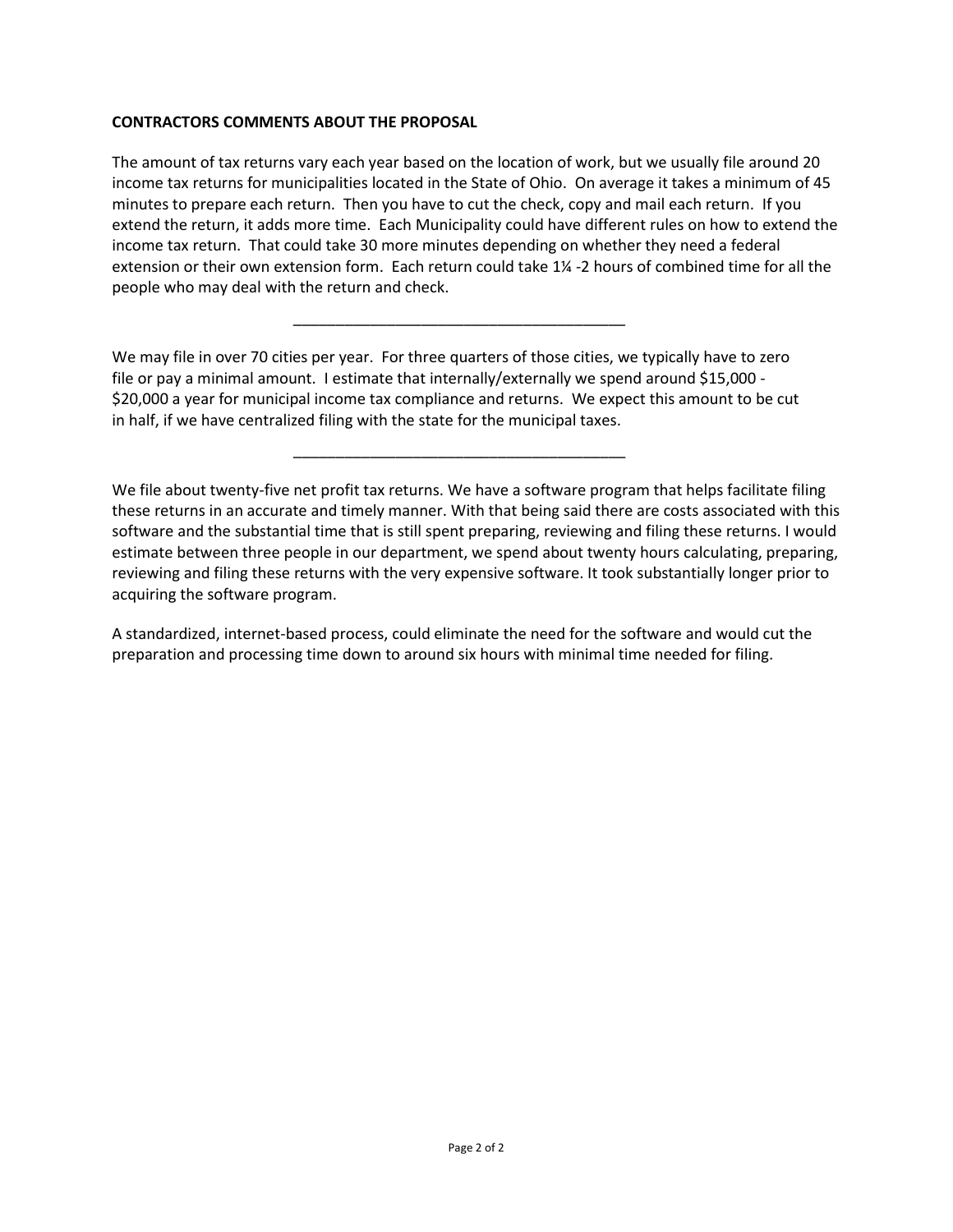**CONTRACTORS COMMENTS ABOUT THE PROPOSAL**

The amount of tax returns vary each year based on the location of work, but we usually file around 20 income tax returns for municipalities located in the State of Ohio. On average it takes a minimum of 45 minutes to prepare each return. Then you have to cut the check, copy and mail each return. If you extend the return, it adds more time. Each Municipality could have different rules on how to extend the income tax return. That could take 30 more minutes depending on whether they need a federal extension or their own extension form. Each return could take 1¼ -2 hours of combined time for all the people who may deal with the return and check.

---

We may file in over 70 cities per year. For three quarters of those cities, we typically have to zero file or pay a minimal amount. I estimate that internally/externally we spend around $15,000 - $20,000 a year for municipal income tax compliance and returns. We expect this amount to be cut in half, if we have centralized filing with the state for the municipal taxes.

---

We file about twenty-five net profit tax returns. We have a software program that helps facilitate filing these returns in an accurate and timely manner. With that being said there are costs associated with this software and the substantial time that is still spent preparing, reviewing and filing these returns. I would estimate between three people in our department, we spend about twenty hours calculating, preparing, reviewing and filing these returns with the very expensive software. It took substantially longer prior to acquiring the software program.

A standardized, internet-based process, could eliminate the need for the software and would cut the preparation and processing time down to around six hours with minimal time needed for filing.